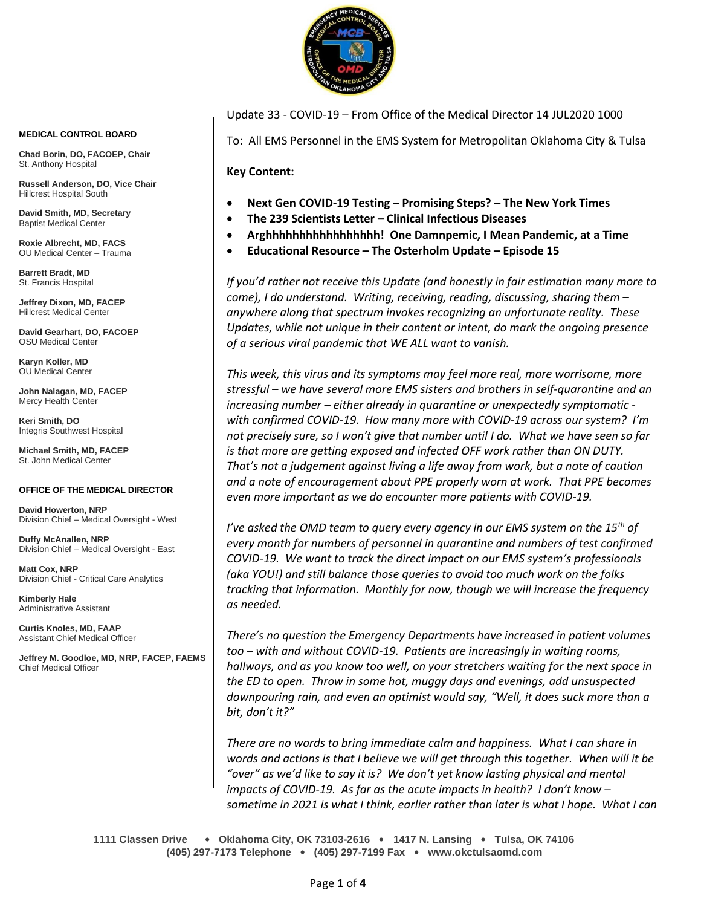Update 33 - COVID-19 – From Office of the Medical Director 14 JUL2020 1000

To: All EMS Personnel in the EMS System for Metropolitan Oklahoma City & Tulsa

**Key Content:**

- **Next Gen COVID-19 Testing – Promising Steps? – The New York Times**
- **The 239 Scientists Letter – Clinical Infectious Diseases**
- **Arghhhhhhhhhhhhhhhhh! One Damnpemic, I Mean Pandemic, at a Time**
- **Educational Resource – The Osterholm Update – Episode 15**

*If you'd rather not receive this Update (and honestly in fair estimation many more to come), I do understand. Writing, receiving, reading, discussing, sharing them – anywhere along that spectrum invokes recognizing an unfortunate reality. These Updates, while not unique in their content or intent, do mark the ongoing presence of a serious viral pandemic that WE ALL want to vanish.*

*This week, this virus and its symptoms may feel more real, more worrisome, more stressful – we have several more EMS sisters and brothers in self-quarantine and an increasing number – either already in quarantine or unexpectedly symptomatic - with confirmed COVID-19. How many more with COVID-19 across our system? I'm not precisely sure, so I won't give that number until I do. What we have seen so far is that more are getting exposed and infected OFF work rather than ON DUTY. That's not a judgement against living a life away from work, but a note of caution and a note of encouragement about PPE properly worn at work. That PPE becomes even more important as we do encounter more patients with COVID-19.*

*I've asked the OMD team to query every agency in our EMS system on the 15th of every month for numbers of personnel in quarantine and numbers of test confirmed COVID-19. We want to track the direct impact on our EMS system's professionals (aka YOU!) and still balance those queries to avoid too much work on the folks tracking that information. Monthly for now, though we will increase the frequency as needed.*

*There's no question the Emergency Departments have increased in patient volumes too – with and without COVID-19. Patients are increasingly in waiting rooms, hallways, and as you know too well, on your stretchers waiting for the next space in the ED to open. Throw in some hot, muggy days and evenings, add unsuspected downpouring rain, and even an optimist would say, "Well, it does suck more than a bit, don't it?"*

*There are no words to bring immediate calm and happiness. What I can share in words and actions is that I believe we will get through this together. When will it be "over" as we'd like to say it is? We don't yet know lasting physical and mental impacts of COVID-19. As far as the acute impacts in health? I don't know – sometime in 2021 is what I think, earlier rather than later is what I hope. What I can*

**MEDICAL CONTROL BOARD**

**Chad Borin, DO, FACOEP, Chair**
St. Anthony Hospital

**Russell Anderson, DO, Vice Chair**
Hillcrest Hospital South

**David Smith, MD, Secretary**
Baptist Medical Center

**Roxie Albrecht, MD, FACS**
OU Medical Center – Trauma

**Barrett Bradt, MD**
St. Francis Hospital

**Jeffrey Dixon, MD, FACEP**
Hillcrest Medical Center

**David Gearhart, DO, FACOEP**
OSU Medical Center

**Karyn Koller, MD**
OU Medical Center

**John Nalagan, MD, FACEP**
Mercy Health Center

**Keri Smith, DO**
Integris Southwest Hospital

**Michael Smith, MD, FACEP**
St. John Medical Center

**OFFICE OF THE MEDICAL DIRECTOR**

**David Howerton, NRP**
Division Chief – Medical Oversight - West

**Duffy McAnallen, NRP**
Division Chief – Medical Oversight - East

**Matt Cox, NRP**
Division Chief - Critical Care Analytics

**Kimberly Hale**
Administrative Assistant

**Curtis Knoles, MD, FAAP**
Assistant Chief Medical Officer

**Jeffrey M. Goodloe, MD, NRP, FACEP, FAEMS**
Chief Medical Officer

**1111 Classen Drive • Oklahoma City, OK 73103-2616 • 1417 N. Lansing • Tulsa, OK 74106**
**(405) 297-7173 Telephone • (405) 297-7199 Fax • www.okctulsaomd.com**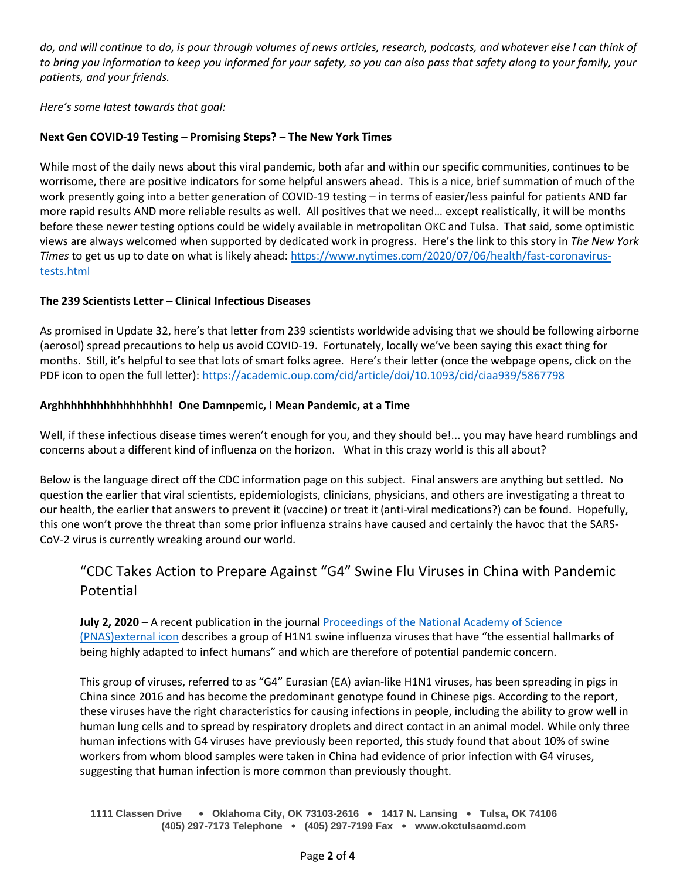*do, and will continue to do, is pour through volumes of news articles, research, podcasts, and whatever else I can think of to bring you information to keep you informed for your safety, so you can also pass that safety along to your family, your patients, and your friends.*

*Here's some latest towards that goal:*

**Next Gen COVID-19 Testing – Promising Steps? – The New York Times**

While most of the daily news about this viral pandemic, both afar and within our specific communities, continues to be worrisome, there are positive indicators for some helpful answers ahead. This is a nice, brief summation of much of the work presently going into a better generation of COVID-19 testing – in terms of easier/less painful for patients AND far more rapid results AND more reliable results as well. All positives that we need… except realistically, it will be months before these newer testing options could be widely available in metropolitan OKC and Tulsa. That said, some optimistic views are always welcomed when supported by dedicated work in progress. Here's the link to this story in *The New York Times* to get us up to date on what is likely ahead: [https://www.nytimes.com/2020/07/06/health/fast-coronavirus-tests.html](https://www.nytimes.com/2020/07/06/health/fast-coronavirus-tests.html)

**The 239 Scientists Letter – Clinical Infectious Diseases**

As promised in Update 32, here's that letter from 239 scientists worldwide advising that we should be following airborne (aerosol) spread precautions to help us avoid COVID-19. Fortunately, locally we've been saying this exact thing for months. Still, it's helpful to see that lots of smart folks agree. Here's their letter (once the webpage opens, click on the PDF icon to open the full letter): [https://academic.oup.com/cid/article/doi/10.1093/cid/ciaa939/5867798](https://academic.oup.com/cid/article/doi/10.1093/cid/ciaa939/5867798)

**Arghhhhhhhhhhhhhhhhh! One Damnpemic, I Mean Pandemic, at a Time**

Well, if these infectious disease times weren't enough for you, and they should be!... you may have heard rumblings and concerns about a different kind of influenza on the horizon. What in this crazy world is this all about?

Below is the language direct off the CDC information page on this subject. Final answers are anything but settled. No question the earlier that viral scientists, epidemiologists, clinicians, physicians, and others are investigating a threat to our health, the earlier that answers to prevent it (vaccine) or treat it (anti-viral medications?) can be found. Hopefully, this one won't prove the threat than some prior influenza strains have caused and certainly the havoc that the SARS-CoV-2 virus is currently wreaking around our world.

> ## "CDC Takes Action to Prepare Against "G4" Swine Flu Viruses in China with Pandemic Potential
>
> **July 2, 2020** – A recent publication in the journal [Proceedings of the National Academy of Science (PNAS)external icon](#) describes a group of H1N1 swine influenza viruses that have "the essential hallmarks of being highly adapted to infect humans" and which are therefore of potential pandemic concern.
>
> This group of viruses, referred to as "G4" Eurasian (EA) avian-like H1N1 viruses, has been spreading in pigs in China since 2016 and has become the predominant genotype found in Chinese pigs. According to the report, these viruses have the right characteristics for causing infections in people, including the ability to grow well in human lung cells and to spread by respiratory droplets and direct contact in an animal model. While only three human infections with G4 viruses have previously been reported, this study found that about 10% of swine workers from whom blood samples were taken in China had evidence of prior infection with G4 viruses, suggesting that human infection is more common than previously thought.

1111 Classen Drive • Oklahoma City, OK 73103-2616 • 1417 N. Lansing • Tulsa, OK 74106
(405) 297-7173 Telephone • (405) 297-7199 Fax • www.okctulsaomd.com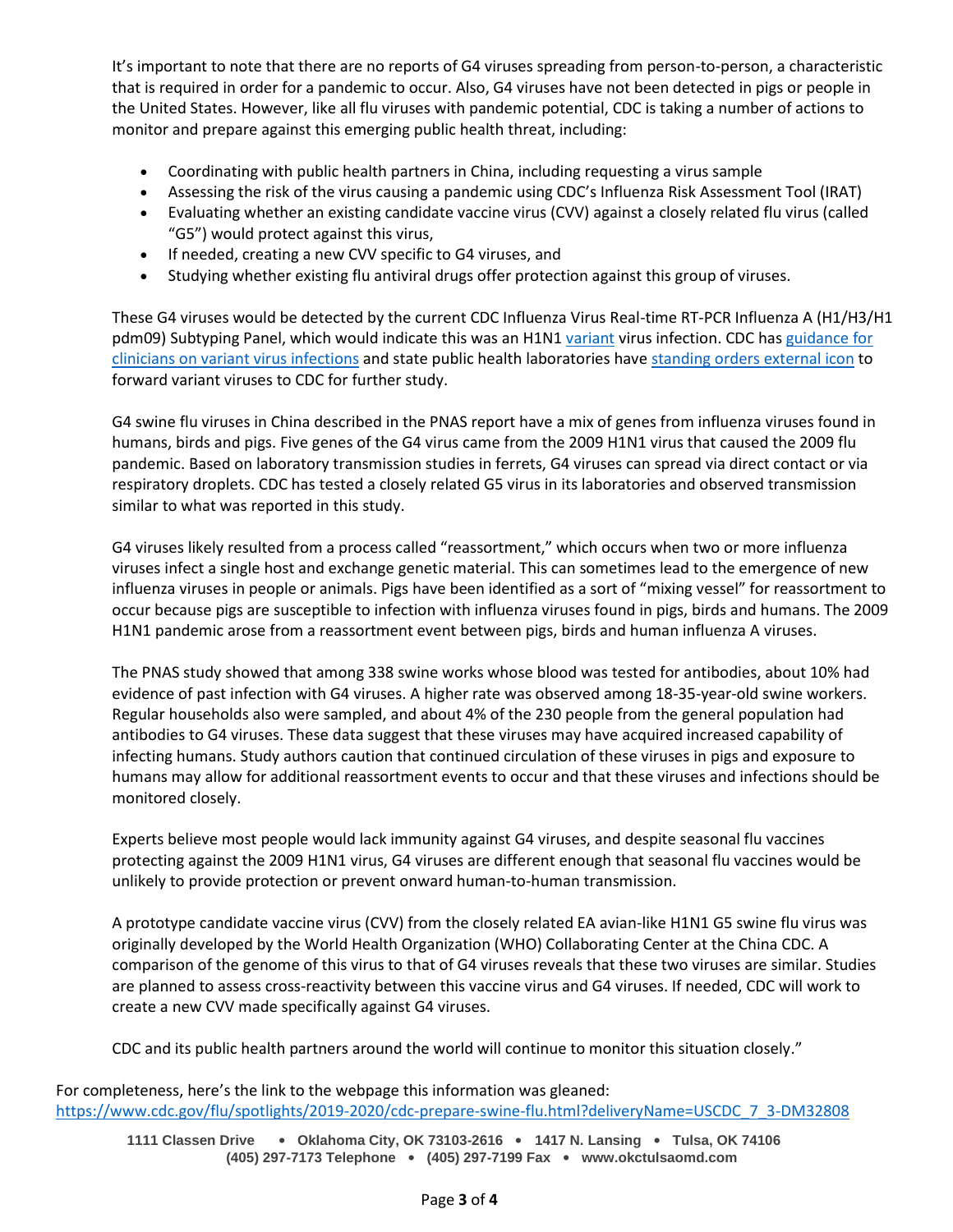It's important to note that there are no reports of G4 viruses spreading from person-to-person, a characteristic that is required in order for a pandemic to occur. Also, G4 viruses have not been detected in pigs or people in the United States. However, like all flu viruses with pandemic potential, CDC is taking a number of actions to monitor and prepare against this emerging public health threat, including:

- Coordinating with public health partners in China, including requesting a virus sample
- Assessing the risk of the virus causing a pandemic using CDC's Influenza Risk Assessment Tool (IRAT)
- Evaluating whether an existing candidate vaccine virus (CVV) against a closely related flu virus (called "G5") would protect against this virus,
- If needed, creating a new CVV specific to G4 viruses, and
- Studying whether existing flu antiviral drugs offer protection against this group of viruses.

These G4 viruses would be detected by the current CDC Influenza Virus Real-time RT-PCR Influenza A (H1/H3/H1 pdm09) Subtyping Panel, which would indicate this was an H1N1 variant virus infection. CDC has guidance for clinicians on variant virus infections and state public health laboratories have standing orders external icon to forward variant viruses to CDC for further study.

G4 swine flu viruses in China described in the PNAS report have a mix of genes from influenza viruses found in humans, birds and pigs. Five genes of the G4 virus came from the 2009 H1N1 virus that caused the 2009 flu pandemic. Based on laboratory transmission studies in ferrets, G4 viruses can spread via direct contact or via respiratory droplets. CDC has tested a closely related G5 virus in its laboratories and observed transmission similar to what was reported in this study.

G4 viruses likely resulted from a process called "reassortment," which occurs when two or more influenza viruses infect a single host and exchange genetic material. This can sometimes lead to the emergence of new influenza viruses in people or animals. Pigs have been identified as a sort of "mixing vessel" for reassortment to occur because pigs are susceptible to infection with influenza viruses found in pigs, birds and humans. The 2009 H1N1 pandemic arose from a reassortment event between pigs, birds and human influenza A viruses.

The PNAS study showed that among 338 swine works whose blood was tested for antibodies, about 10% had evidence of past infection with G4 viruses. A higher rate was observed among 18-35-year-old swine workers. Regular households also were sampled, and about 4% of the 230 people from the general population had antibodies to G4 viruses. These data suggest that these viruses may have acquired increased capability of infecting humans. Study authors caution that continued circulation of these viruses in pigs and exposure to humans may allow for additional reassortment events to occur and that these viruses and infections should be monitored closely.

Experts believe most people would lack immunity against G4 viruses, and despite seasonal flu vaccines protecting against the 2009 H1N1 virus, G4 viruses are different enough that seasonal flu vaccines would be unlikely to provide protection or prevent onward human-to-human transmission.

A prototype candidate vaccine virus (CVV) from the closely related EA avian-like H1N1 G5 swine flu virus was originally developed by the World Health Organization (WHO) Collaborating Center at the China CDC. A comparison of the genome of this virus to that of G4 viruses reveals that these two viruses are similar. Studies are planned to assess cross-reactivity between this vaccine virus and G4 viruses. If needed, CDC will work to create a new CVV made specifically against G4 viruses.

CDC and its public health partners around the world will continue to monitor this situation closely."

For completeness, here's the link to the webpage this information was gleaned:
https://www.cdc.gov/flu/spotlights/2019-2020/cdc-prepare-swine-flu.html?deliveryName=USCDC_7_3-DM32808

1111 Classen Drive • Oklahoma City, OK 73103-2616 • 1417 N. Lansing • Tulsa, OK 74106
(405) 297-7173 Telephone • (405) 297-7199 Fax • www.okctulsaomd.com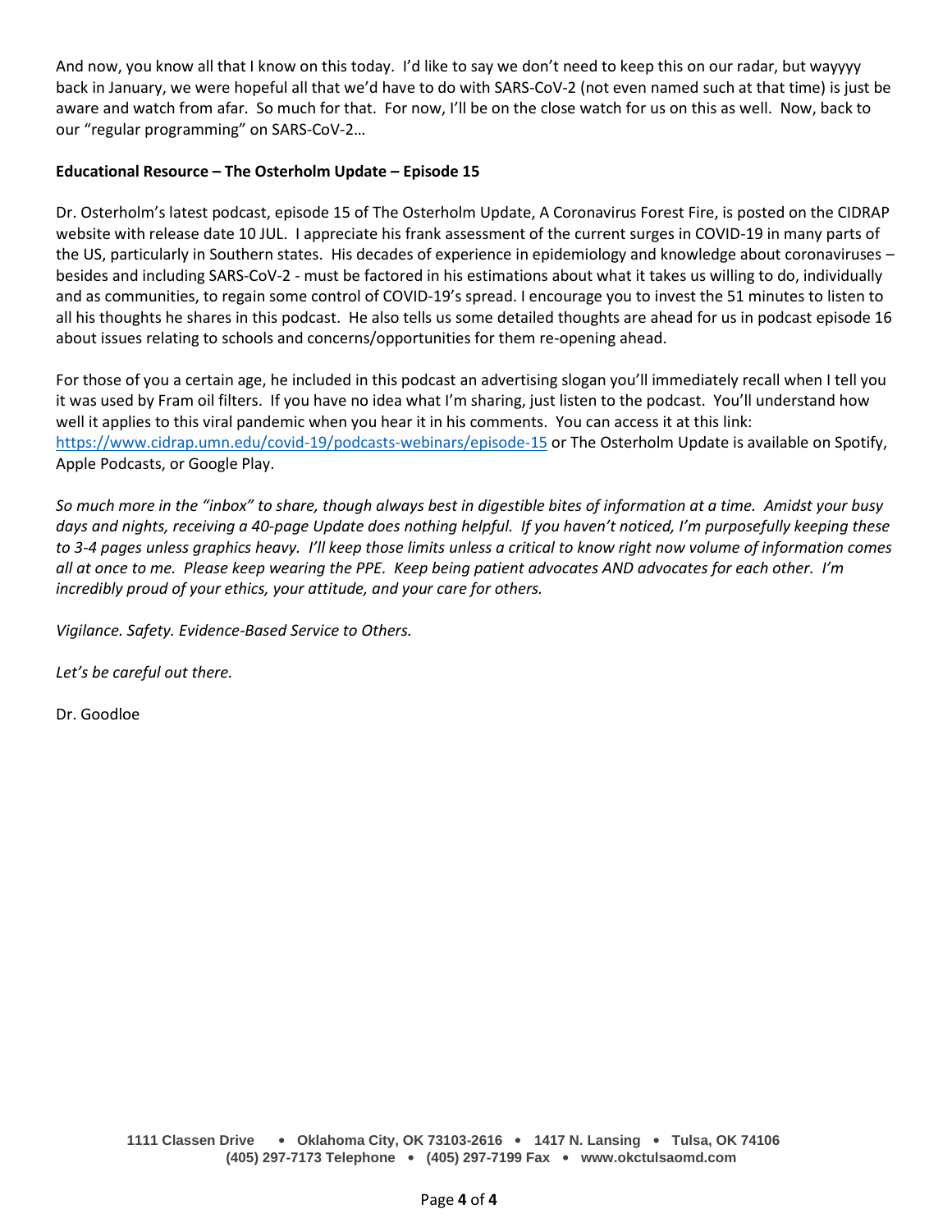And now, you know all that I know on this today. I'd like to say we don't need to keep this on our radar, but wayyyy back in January, we were hopeful all that we'd have to do with SARS-CoV-2 (not even named such at that time) is just be aware and watch from afar. So much for that. For now, I'll be on the close watch for us on this as well. Now, back to our "regular programming" on SARS-CoV-2…

**Educational Resource – The Osterholm Update – Episode 15**

Dr. Osterholm's latest podcast, episode 15 of The Osterholm Update, A Coronavirus Forest Fire, is posted on the CIDRAP website with release date 10 JUL. I appreciate his frank assessment of the current surges in COVID-19 in many parts of the US, particularly in Southern states. His decades of experience in epidemiology and knowledge about coronaviruses – besides and including SARS-CoV-2 - must be factored in his estimations about what it takes us willing to do, individually and as communities, to regain some control of COVID-19's spread. I encourage you to invest the 51 minutes to listen to all his thoughts he shares in this podcast. He also tells us some detailed thoughts are ahead for us in podcast episode 16 about issues relating to schools and concerns/opportunities for them re-opening ahead.

For those of you a certain age, he included in this podcast an advertising slogan you'll immediately recall when I tell you it was used by Fram oil filters. If you have no idea what I'm sharing, just listen to the podcast. You'll understand how well it applies to this viral pandemic when you hear it in his comments. You can access it at this link: https://www.cidrap.umn.edu/covid-19/podcasts-webinars/episode-15 or The Osterholm Update is available on Spotify, Apple Podcasts, or Google Play.

*So much more in the "inbox" to share, though always best in digestible bites of information at a time. Amidst your busy days and nights, receiving a 40-page Update does nothing helpful. If you haven't noticed, I'm purposefully keeping these to 3-4 pages unless graphics heavy. I'll keep those limits unless a critical to know right now volume of information comes all at once to me. Please keep wearing the PPE. Keep being patient advocates AND advocates for each other. I'm incredibly proud of your ethics, your attitude, and your care for others.*

*Vigilance. Safety. Evidence-Based Service to Others.*

*Let's be careful out there.*

Dr. Goodloe